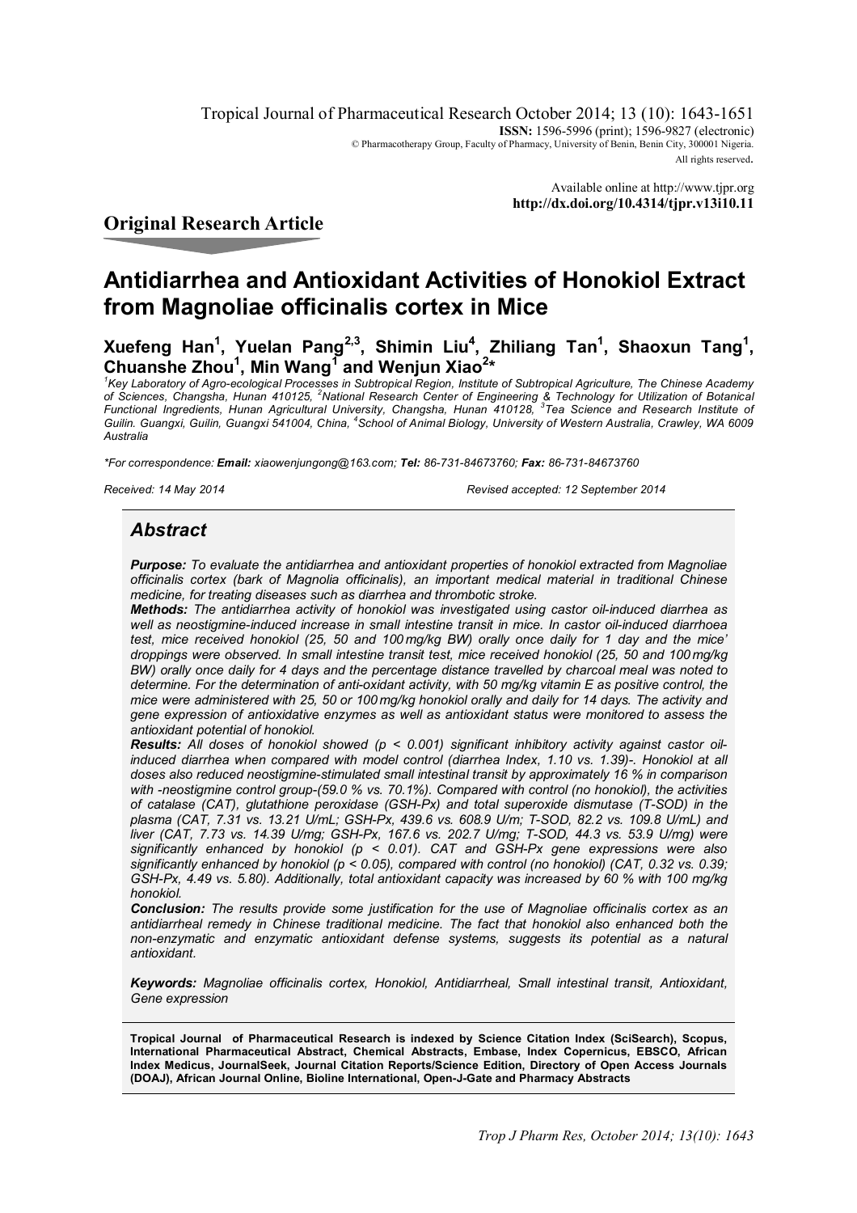Tropical Journal of Pharmaceutical Research October 2014; 13 (10): 1643-1651
**ISSN:** 1596-5996 (print); 1596-9827 (electronic)
© Pharmacotherapy Group, Faculty of Pharmacy, University of Benin, Benin City, 300001 Nigeria.
All rights reserved.

Available online at http://www.tjpr.org
**http://dx.doi.org/10.4314/tjpr.v13i10.11**

## Original Research Article

# Antidiarrhea and Antioxidant Activities of Honokiol Extract from Magnoliae officinalis cortex in Mice

**Xuefeng Han[1], Yuelan Pang[2,3], Shimin Liu[4], Zhiliang Tan[1], Shaoxun Tang[1], Chuanshe Zhou[1], Min Wang[1] and Wenjun Xiao[2]***

*[1]Key Laboratory of Agro-ecological Processes in Subtropical Region, Institute of Subtropical Agriculture, The Chinese Academy of Sciences, Changsha, Hunan 410125, [2]National Research Center of Engineering & Technology for Utilization of Botanical Functional Ingredients, Hunan Agricultural University, Changsha, Hunan 410128, [3]Tea Science and Research Institute of Guilin. Guangxi, Guilin, Guangxi 541004, China, [4]School of Animal Biology, University of Western Australia, Crawley, WA 6009 Australia*

*\*For correspondence: **Email:** xiaowenjungong@163.com; **Tel:** 86-731-84673760; **Fax:** 86-731-84673760*

*Received: 14 May 2014* *Revised accepted: 12 September 2014*

## Abstract

***Purpose:*** *To evaluate the antidiarrhea and antioxidant properties of honokiol extracted from Magnoliae officinalis cortex (bark of Magnolia officinalis), an important medical material in traditional Chinese medicine, for treating diseases such as diarrhea and thrombotic stroke.*

***Methods:*** *The antidiarrhea activity of honokiol was investigated using castor oil-induced diarrhea as well as neostigmine-induced increase in small intestine transit in mice. In castor oil-induced diarrhoea test, mice received honokiol (25, 50 and 100 mg/kg BW) orally once daily for 1 day and the mice' droppings were observed. In small intestine transit test, mice received honokiol (25, 50 and 100 mg/kg BW) orally once daily for 4 days and the percentage distance travelled by charcoal meal was noted to determine. For the determination of anti-oxidant activity, with 50 mg/kg vitamin E as positive control, the mice were administered with 25, 50 or 100 mg/kg honokiol orally and daily for 14 days. The activity and gene expression of antioxidative enzymes as well as antioxidant status were monitored to assess the antioxidant potential of honokiol.*

***Results:*** *All doses of honokiol showed ($p < 0.001$) significant inhibitory activity against castor oil-induced diarrhea when compared with model control (diarrhea Index, 1.10 vs. 1.39)-. Honokiol at all doses also reduced neostigmine-stimulated small intestinal transit by approximately 16 % in comparison with -neostigmine control group-(59.0 % vs. 70.1%). Compared with control (no honokiol), the activities of catalase (CAT), glutathione peroxidase (GSH-Px) and total superoxide dismutase (T-SOD) in the plasma (CAT, 7.31 vs. 13.21 U/mL; GSH-Px, 439.6 vs. 608.9 U/m; T-SOD, 82.2 vs. 109.8 U/mL) and liver (CAT, 7.73 vs. 14.39 U/mg; GSH-Px, 167.6 vs. 202.7 U/mg; T-SOD, 44.3 vs. 53.9 U/mg) were significantly enhanced by honokiol ($p < 0.01$). CAT and GSH-Px gene expressions were also significantly enhanced by honokiol ($p < 0.05$), compared with control (no honokiol) (CAT, 0.32 vs. 0.39; GSH-Px, 4.49 vs. 5.80). Additionally, total antioxidant capacity was increased by 60 % with 100 mg/kg honokiol.*

***Conclusion:*** *The results provide some justification for the use of Magnoliae officinalis cortex as an antidiarrheal remedy in Chinese traditional medicine. The fact that honokiol also enhanced both the non-enzymatic and enzymatic antioxidant defense systems, suggests its potential as a natural antioxidant.*

***Keywords:*** *Magnoliae officinalis cortex, Honokiol, Antidiarrheal, Small intestinal transit, Antioxidant, Gene expression*

**Tropical Journal of Pharmaceutical Research is indexed by Science Citation Index (SciSearch), Scopus, International Pharmaceutical Abstract, Chemical Abstracts, Embase, Index Copernicus, EBSCO, African Index Medicus, JournalSeek, Journal Citation Reports/Science Edition, Directory of Open Access Journals (DOAJ), African Journal Online, Bioline International, Open-J-Gate and Pharmacy Abstracts**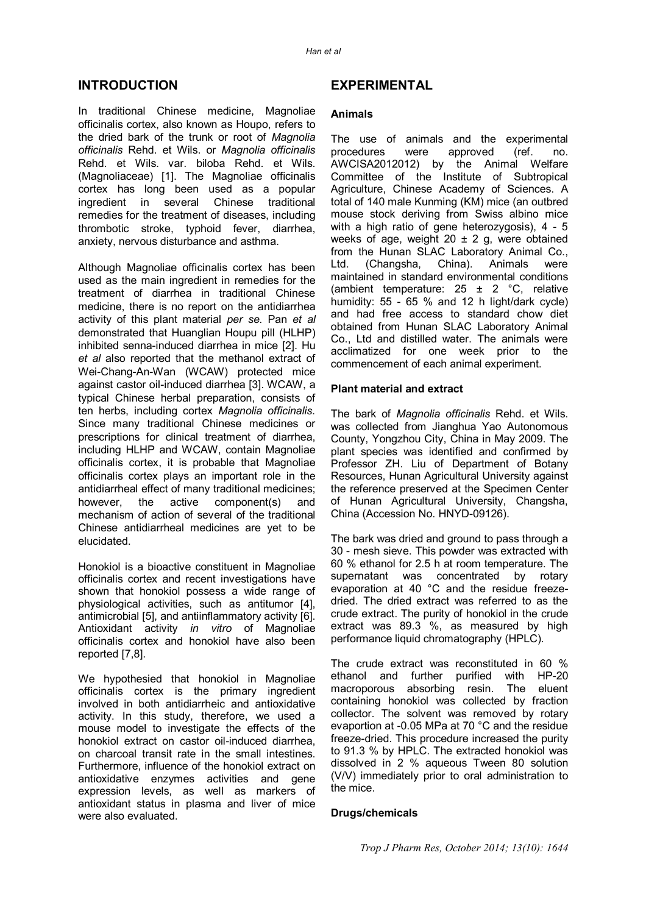## INTRODUCTION

In traditional Chinese medicine, Magnoliae officinalis cortex, also known as Houpo, refers to the dried bark of the trunk or root of *Magnolia officinalis* Rehd. et Wils. or *Magnolia officinalis* Rehd. et Wils. var. biloba Rehd. et Wils. (Magnoliaceae) [1]. The Magnoliae officinalis cortex has long been used as a popular ingredient in several Chinese traditional remedies for the treatment of diseases, including thrombotic stroke, typhoid fever, diarrhea, anxiety, nervous disturbance and asthma.

Although Magnoliae officinalis cortex has been used as the main ingredient in remedies for the treatment of diarrhea in traditional Chinese medicine, there is no report on the antidiarrhea activity of this plant material *per se*. Pan *et al* demonstrated that Huanglian Houpu pill (HLHP) inhibited senna-induced diarrhea in mice [2]. Hu *et al* also reported that the methanol extract of Wei-Chang-An-Wan (WCAW) protected mice against castor oil-induced diarrhea [3]. WCAW, a typical Chinese herbal preparation, consists of ten herbs, including cortex *Magnolia officinalis*. Since many traditional Chinese medicines or prescriptions for clinical treatment of diarrhea, including HLHP and WCAW, contain Magnoliae officinalis cortex, it is probable that Magnoliae officinalis cortex plays an important role in the antidiarrheal effect of many traditional medicines; however, the active component(s) and mechanism of action of several of the traditional Chinese antidiarrheal medicines are yet to be elucidated.

Honokiol is a bioactive constituent in Magnoliae officinalis cortex and recent investigations have shown that honokiol possess a wide range of physiological activities, such as antitumor [4], antimicrobial [5], and antiinflammatory activity [6]. Antioxidant activity *in vitro* of Magnoliae officinalis cortex and honokiol have also been reported [7,8].

We hypothesied that honokiol in Magnoliae officinalis cortex is the primary ingredient involved in both antidiarrheic and antioxidative activity. In this study, therefore, we used a mouse model to investigate the effects of the honokiol extract on castor oil-induced diarrhea, on charcoal transit rate in the small intestines. Furthermore, influence of the honokiol extract on antioxidative enzymes activities and gene expression levels, as well as markers of antioxidant status in plasma and liver of mice were also evaluated.

## EXPERIMENTAL

### Animals

The use of animals and the experimental procedures were approved (ref. no. AWCISA2012012) by the Animal Welfare Committee of the Institute of Subtropical Agriculture, Chinese Academy of Sciences. A total of 140 male Kunming (KM) mice (an outbred mouse stock deriving from Swiss albino mice with a high ratio of gene heterozygosis), 4 - 5 weeks of age, weight 20 ± 2 g, were obtained from the Hunan SLAC Laboratory Animal Co., Ltd. (Changsha, China). Animals were maintained in standard environmental conditions (ambient temperature: 25 ± 2 °C, relative humidity: 55 - 65 % and 12 h light/dark cycle) and had free access to standard chow diet obtained from Hunan SLAC Laboratory Animal Co., Ltd and distilled water. The animals were acclimatized for one week prior to the commencement of each animal experiment.

### Plant material and extract

The bark of *Magnolia officinalis* Rehd. et Wils. was collected from Jianghua Yao Autonomous County, Yongzhou City, China in May 2009. The plant species was identified and confirmed by Professor ZH. Liu of Department of Botany Resources, Hunan Agricultural University against the reference preserved at the Specimen Center of Hunan Agricultural University, Changsha, China (Accession No. HNYD-09126).

The bark was dried and ground to pass through a 30 - mesh sieve. This powder was extracted with 60 % ethanol for 2.5 h at room temperature. The supernatant was concentrated by rotary evaporation at 40 °C and the residue freeze-dried. The dried extract was referred to as the crude extract. The purity of honokiol in the crude extract was 89.3 %, as measured by high performance liquid chromatography (HPLC).

The crude extract was reconstituted in 60 % ethanol and further purified with HP-20 macroporous absorbing resin. The eluent containing honokiol was collected by fraction collector. The solvent was removed by rotary evaportion at -0.05 MPa at 70 °C and the residue freeze-dried. This procedure increased the purity to 91.3 % by HPLC. The extracted honokiol was dissolved in 2 % aqueous Tween 80 solution (V/V) immediately prior to oral administration to the mice.

### Drugs/chemicals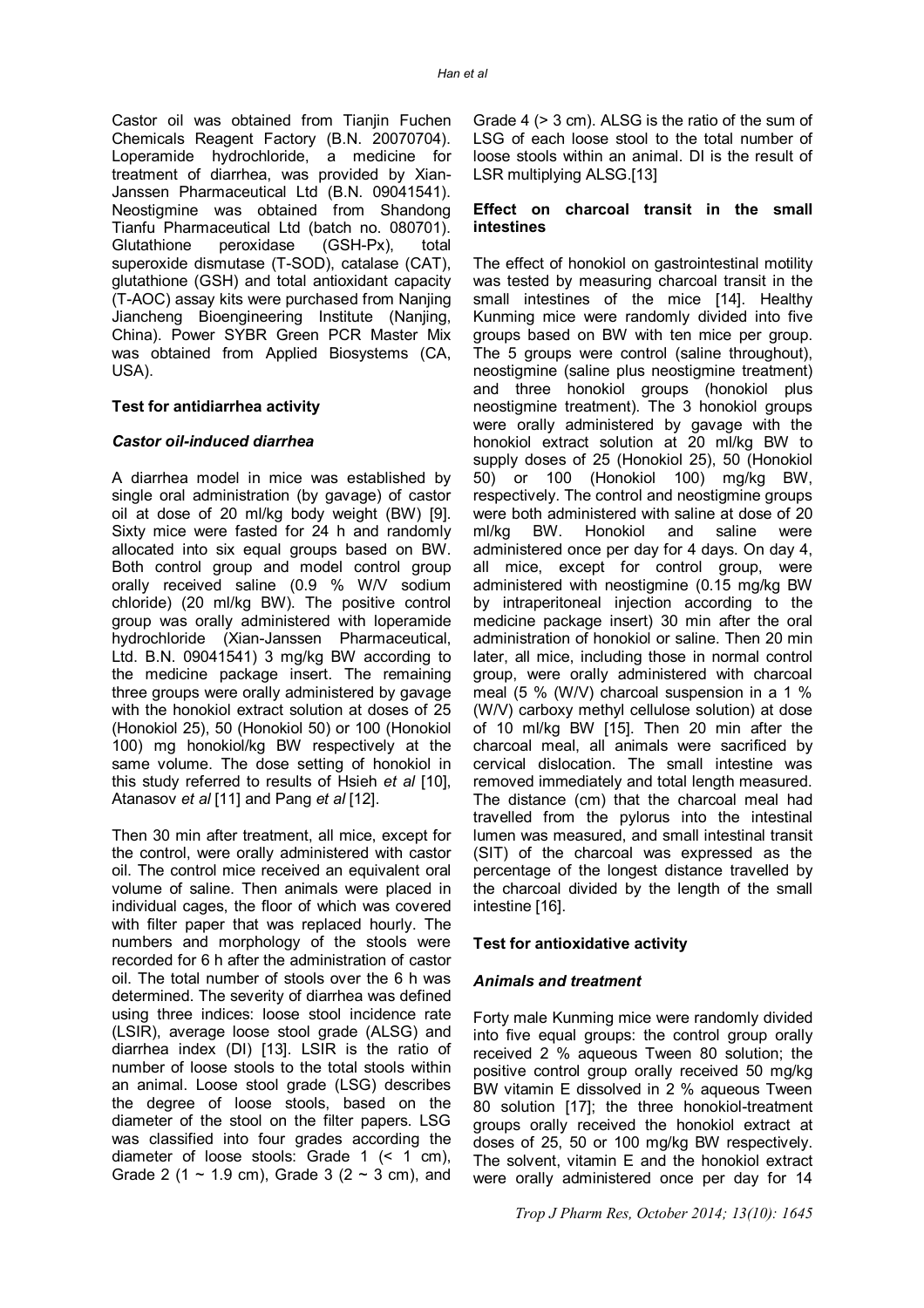Castor oil was obtained from Tianjin Fuchen Chemicals Reagent Factory (B.N. 20070704). Loperamide hydrochloride, a medicine for treatment of diarrhea, was provided by Xian-Janssen Pharmaceutical Ltd (B.N. 09041541). Neostigmine was obtained from Shandong Tianfu Pharmaceutical Ltd (batch no. 080701). Glutathione peroxidase (GSH-Px), total superoxide dismutase (T-SOD), catalase (CAT), glutathione (GSH) and total antioxidant capacity (T-AOC) assay kits were purchased from Nanjing Jiancheng Bioengineering Institute (Nanjing, China). Power SYBR Green PCR Master Mix was obtained from Applied Biosystems (CA, USA).

### Test for antidiarrhea activity

#### *Castor oil-induced diarrhea*

A diarrhea model in mice was established by single oral administration (by gavage) of castor oil at dose of 20 ml/kg body weight (BW) [9]. Sixty mice were fasted for 24 h and randomly allocated into six equal groups based on BW. Both control group and model control group orally received saline (0.9 % W/V sodium chloride) (20 ml/kg BW). The positive control group was orally administered with loperamide hydrochloride (Xian-Janssen Pharmaceutical, Ltd. B.N. 09041541) 3 mg/kg BW according to the medicine package insert. The remaining three groups were orally administered by gavage with the honokiol extract solution at doses of 25 (Honokiol 25), 50 (Honokiol 50) or 100 (Honokiol 100) mg honokiol/kg BW respectively at the same volume. The dose setting of honokiol in this study referred to results of Hsieh *et al* [10], Atanasov *et al* [11] and Pang *et al* [12].

Then 30 min after treatment, all mice, except for the control, were orally administered with castor oil. The control mice received an equivalent oral volume of saline. Then animals were placed in individual cages, the floor of which was covered with filter paper that was replaced hourly. The numbers and morphology of the stools were recorded for 6 h after the administration of castor oil. The total number of stools over the 6 h was determined. The severity of diarrhea was defined using three indices: loose stool incidence rate (LSIR), average loose stool grade (ALSG) and diarrhea index (DI) [13]. LSIR is the ratio of number of loose stools to the total stools within an animal. Loose stool grade (LSG) describes the degree of loose stools, based on the diameter of the stool on the filter papers. LSG was classified into four grades according the diameter of loose stools: Grade 1 (< 1 cm), Grade 2 (1 ~ 1.9 cm), Grade 3 (2 ~ 3 cm), and Grade 4 (> 3 cm). ALSG is the ratio of the sum of LSG of each loose stool to the total number of loose stools within an animal. DI is the result of LSR multiplying ALSG.[13]

### Effect on charcoal transit in the small intestines

The effect of honokiol on gastrointestinal motility was tested by measuring charcoal transit in the small intestines of the mice [14]. Healthy Kunming mice were randomly divided into five groups based on BW with ten mice per group. The 5 groups were control (saline throughout), neostigmine (saline plus neostigmine treatment) and three honokiol groups (honokiol plus neostigmine treatment). The 3 honokiol groups were orally administered by gavage with the honokiol extract solution at 20 ml/kg BW to supply doses of 25 (Honokiol 25), 50 (Honokiol 50) or 100 (Honokiol 100) mg/kg BW, respectively. The control and neostigmine groups were both administered with saline at dose of 20 ml/kg BW. Honokiol and saline were administered once per day for 4 days. On day 4, all mice, except for control group, were administered with neostigmine (0.15 mg/kg BW by intraperitoneal injection according to the medicine package insert) 30 min after the oral administration of honokiol or saline. Then 20 min later, all mice, including those in normal control group, were orally administered with charcoal meal (5 % (W/V) charcoal suspension in a 1 % (W/V) carboxy methyl cellulose solution) at dose of 10 ml/kg BW [15]. Then 20 min after the charcoal meal, all animals were sacrificed by cervical dislocation. The small intestine was removed immediately and total length measured. The distance (cm) that the charcoal meal had travelled from the pylorus into the intestinal lumen was measured, and small intestinal transit (SIT) of the charcoal was expressed as the percentage of the longest distance travelled by the charcoal divided by the length of the small intestine [16].

### Test for antioxidative activity

#### *Animals and treatment*

Forty male Kunming mice were randomly divided into five equal groups: the control group orally received 2 % aqueous Tween 80 solution; the positive control group orally received 50 mg/kg BW vitamin E dissolved in 2 % aqueous Tween 80 solution [17]; the three honokiol-treatment groups orally received the honokiol extract at doses of 25, 50 or 100 mg/kg BW respectively. The solvent, vitamin E and the honokiol extract were orally administered once per day for 14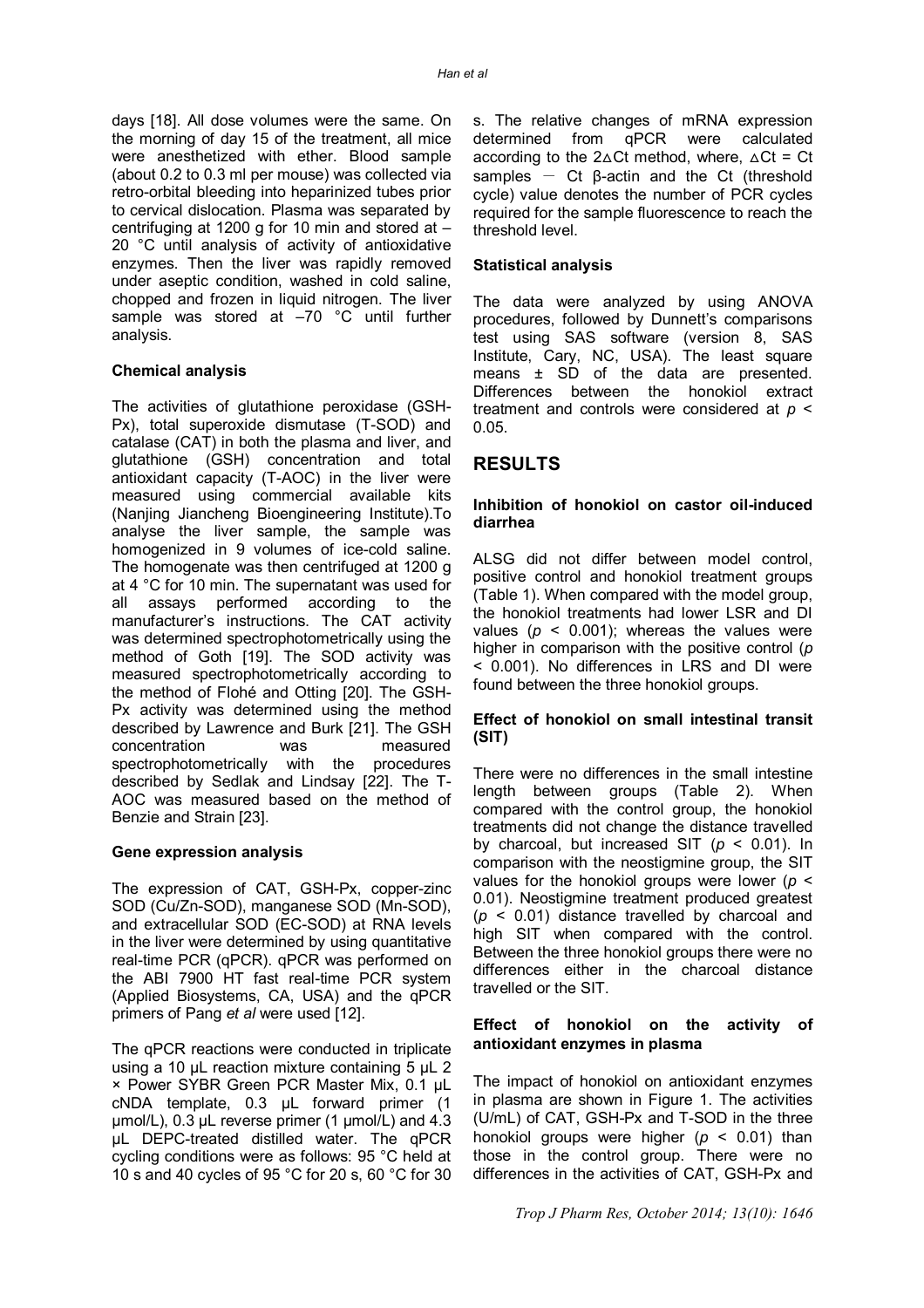days [18]. All dose volumes were the same. On the morning of day 15 of the treatment, all mice were anesthetized with ether. Blood sample (about 0.2 to 0.3 ml per mouse) was collected via retro-orbital bleeding into heparinized tubes prior to cervical dislocation. Plasma was separated by centrifuging at 1200 g for 10 min and stored at – 20 °C until analysis of activity of antioxidative enzymes. Then the liver was rapidly removed under aseptic condition, washed in cold saline, chopped and frozen in liquid nitrogen. The liver sample was stored at –70 °C until further analysis.

### Chemical analysis

The activities of glutathione peroxidase (GSH-Px), total superoxide dismutase (T-SOD) and catalase (CAT) in both the plasma and liver, and glutathione (GSH) concentration and total antioxidant capacity (T-AOC) in the liver were measured using commercial available kits (Nanjing Jiancheng Bioengineering Institute).To analyse the liver sample, the sample was homogenized in 9 volumes of ice-cold saline. The homogenate was then centrifuged at 1200 g at 4 °C for 10 min. The supernatant was used for all assays performed according to the manufacturer's instructions. The CAT activity was determined spectrophotometrically using the method of Goth [19]. The SOD activity was measured spectrophotometrically according to the method of Flohé and Otting [20]. The GSH-Px activity was determined using the method described by Lawrence and Burk [21]. The GSH concentration was measured spectrophotometrically with the procedures described by Sedlak and Lindsay [22]. The T-AOC was measured based on the method of Benzie and Strain [23].

### Gene expression analysis

The expression of CAT, GSH-Px, copper-zinc SOD (Cu/Zn-SOD), manganese SOD (Mn-SOD), and extracellular SOD (EC-SOD) at RNA levels in the liver were determined by using quantitative real-time PCR (qPCR). qPCR was performed on the ABI 7900 HT fast real-time PCR system (Applied Biosystems, CA, USA) and the qPCR primers of Pang *et al* were used [12].

The qPCR reactions were conducted in triplicate using a 10 μL reaction mixture containing 5 μL 2 × Power SYBR Green PCR Master Mix, 0.1 μL cNDA template, 0.3 μL forward primer (1 μmol/L), 0.3 μL reverse primer (1 μmol/L) and 4.3 μL DEPC-treated distilled water. The qPCR cycling conditions were as follows: 95 °C held at 10 s and 40 cycles of 95 °C for 20 s, 60 °C for 30 s. The relative changes of mRNA expression determined from qPCR were calculated according to the $2\Delta Ct$ method, where, $\Delta Ct$ = Ct samples − Ct β-actin and the Ct (threshold cycle) value denotes the number of PCR cycles required for the sample fluorescence to reach the threshold level.

### Statistical analysis

The data were analyzed by using ANOVA procedures, followed by Dunnett's comparisons test using SAS software (version 8, SAS Institute, Cary, NC, USA). The least square means ± SD of the data are presented. Differences between the honokiol extract treatment and controls were considered at $p < 0.05$.

## RESULTS

### Inhibition of honokiol on castor oil-induced diarrhea

ALSG did not differ between model control, positive control and honokiol treatment groups (Table 1). When compared with the model group, the honokiol treatments had lower LSR and DI values ($p < 0.001$); whereas the values were higher in comparison with the positive control ($p < 0.001$). No differences in LRS and DI were found between the three honokiol groups.

### Effect of honokiol on small intestinal transit (SIT)

There were no differences in the small intestine length between groups (Table 2). When compared with the control group, the honokiol treatments did not change the distance travelled by charcoal, but increased SIT ($p < 0.01$). In comparison with the neostigmine group, the SIT values for the honokiol groups were lower ($p < 0.01$). Neostigmine treatment produced greatest ($p < 0.01$) distance travelled by charcoal and high SIT when compared with the control. Between the three honokiol groups there were no differences either in the charcoal distance travelled or the SIT.

### Effect of honokiol on the activity of antioxidant enzymes in plasma

The impact of honokiol on antioxidant enzymes in plasma are shown in Figure 1. The activities (U/mL) of CAT, GSH-Px and T-SOD in the three honokiol groups were higher ($p < 0.01$) than those in the control group. There were no differences in the activities of CAT, GSH-Px and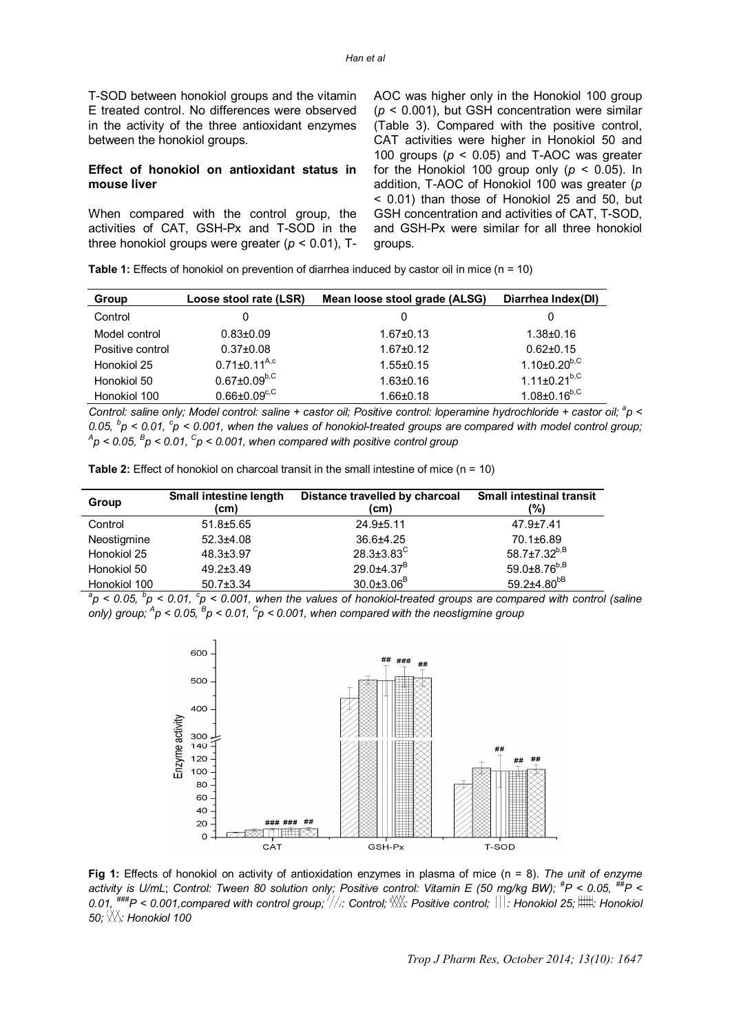T-SOD between honokiol groups and the vitamin E treated control. No differences were observed in the activity of the three antioxidant enzymes between the honokiol groups.

**Effect of honokiol on antioxidant status in mouse liver**

When compared with the control group, the activities of CAT, GSH-Px and T-SOD in the three honokiol groups were greater ($p < 0.01$), T-AOC was higher only in the Honokiol 100 group ($p < 0.001$), but GSH concentration were similar (Table 3). Compared with the positive control, CAT activities were higher in Honokiol 50 and 100 groups ($p < 0.05$) and T-AOC was greater for the Honokiol 100 group only ($p < 0.05$). In addition, T-AOC of Honokiol 100 was greater ($p < 0.01$) than those of Honokiol 25 and 50, but GSH concentration and activities of CAT, T-SOD, and GSH-Px were similar for all three honokiol groups.

**Table 1:** Effects of honokiol on prevention of diarrhea induced by castor oil in mice (n = 10)

| Group | Loose stool rate (LSR) | Mean loose stool grade (ALSG) | Diarrhea Index(DI) |
|---|---|---|---|
| Control | 0 | 0 | 0 |
| Model control | 0.83±0.09 | 1.67±0.13 | 1.38±0.16 |
| Positive control | 0.37±0.08 | 1.67±0.12 | 0.62±0.15 |
| Honokiol 25 | $0.71±0.11^{A,c}$ | 1.55±0.15 | $1.10±0.20^{b,C}$ |
| Honokiol 50 | $0.67±0.09^{b,C}$ | 1.63±0.16 | $1.11±0.21^{b,C}$ |
| Honokiol 100 | $0.66±0.09^{c,C}$ | 1.66±0.18 | $1.08±0.16^{b,C}$ |

*Control: saline only; Model control: saline + castor oil; Positive control: loperamine hydrochloride + castor oil; $^{a}p < 0.05$, $^{b}p < 0.01$, $^{c}p < 0.001$, when the values of honokiol-treated groups are compared with model control group; $^{A}p < 0.05$, $^{B}p < 0.01$, $^{C}p < 0.001$, when compared with positive control group*

**Table 2:** Effect of honokiol on charcoal transit in the small intestine of mice (n = 10)

| Group | Small intestine length (cm) | Distance travelled by charcoal (cm) | Small intestinal transit (%) |
|---|---|---|---|
| Control | 51.8±5.65 | 24.9±5.11 | 47.9±7.41 |
| Neostigmine | 52.3±4.08 | 36.6±4.25 | 70.1±6.89 |
| Honokiol 25 | 48.3±3.97 | $28.3±3.83^{C}$ | $58.7±7.32^{b,B}$ |
| Honokiol 50 | 49.2±3.49 | $29.0±4.37^{B}$ | $59.0±8.76^{b,B}$ |
| Honokiol 100 | 50.7±3.34 | $30.0±3.06^{B}$ | $59.2±4.80^{bB}$ |

*$^{a}p < 0.05$, $^{b}p < 0.01$, $^{c}p < 0.001$, when the values of honokiol-treated groups are compared with control (saline only) group; $^{A}p < 0.05$, $^{B}p < 0.01$, $^{C}p < 0.001$, when compared with the neostigmine group*

**Fig 1:** Effects of honokiol on activity of antioxidation enzymes in plasma of mice (n = 8). *The unit of enzyme activity is U/mL; Control: Tween 80 solution only; Positive control: Vitamin E (50 mg/kg BW); $^{\#}P < 0.05$, $^{\#\#}P < 0.01$, $^{\#\#\#}P < 0.001$, compared with control group; ///: Control; XXX: Positive control; |||: Honokiol 25; ###: Honokiol 50; XXX: Honokiol 100*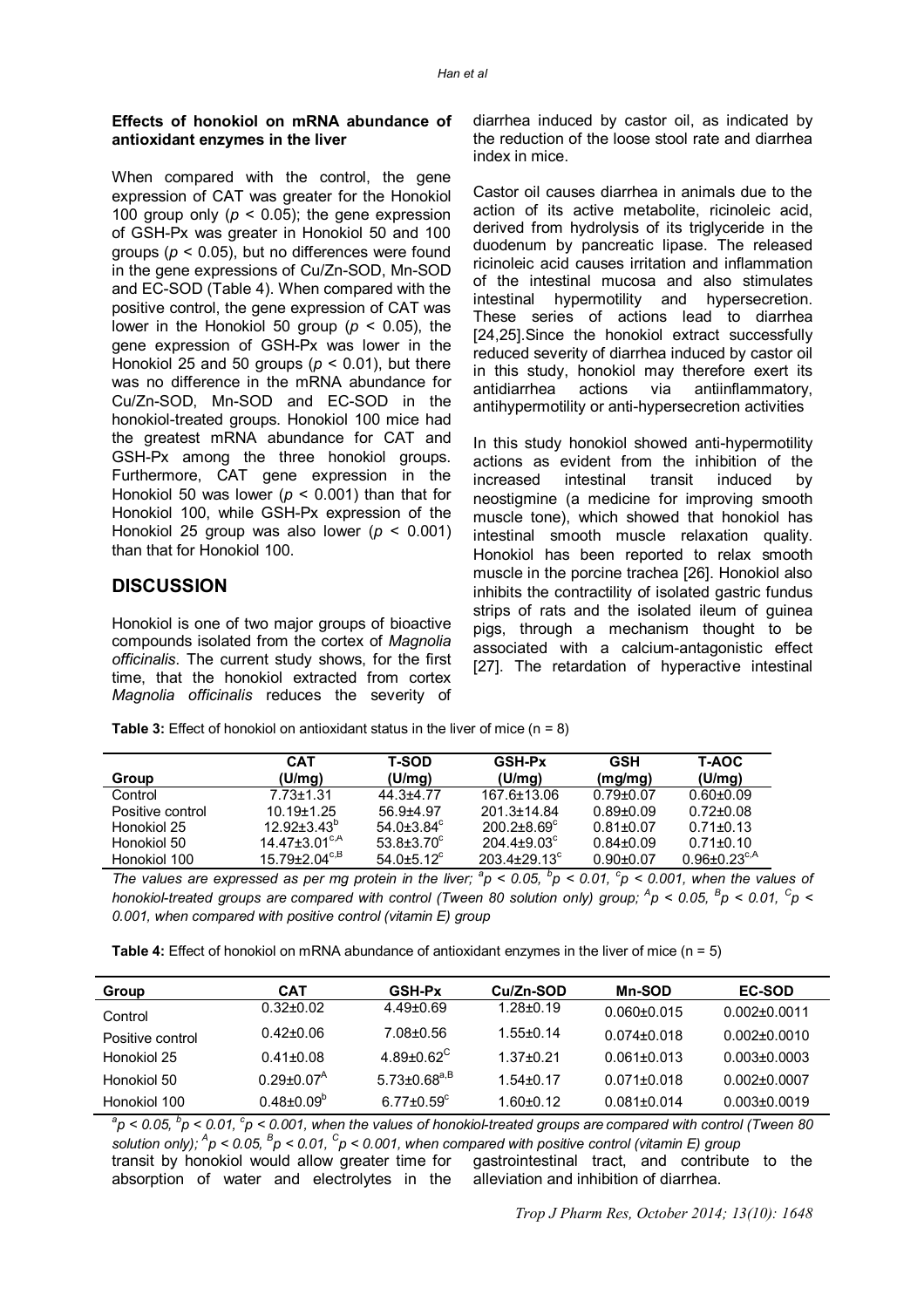### Effects of honokiol on mRNA abundance of antioxidant enzymes in the liver

When compared with the control, the gene expression of CAT was greater for the Honokiol 100 group only ($p < 0.05$); the gene expression of GSH-Px was greater in Honokiol 50 and 100 groups ($p < 0.05$), but no differences were found in the gene expressions of Cu/Zn-SOD, Mn-SOD and EC-SOD (Table 4). When compared with the positive control, the gene expression of CAT was lower in the Honokiol 50 group ($p < 0.05$), the gene expression of GSH-Px was lower in the Honokiol 25 and 50 groups ($p < 0.01$), but there was no difference in the mRNA abundance for Cu/Zn-SOD, Mn-SOD and EC-SOD in the honokiol-treated groups. Honokiol 100 mice had the greatest mRNA abundance for CAT and GSH-Px among the three honokiol groups. Furthermore, CAT gene expression in the Honokiol 50 was lower ($p < 0.001$) than that for Honokiol 100, while GSH-Px expression of the Honokiol 25 group was also lower ($p < 0.001$) than that for Honokiol 100.

## DISCUSSION

Honokiol is one of two major groups of bioactive compounds isolated from the cortex of *Magnolia officinalis*. The current study shows, for the first time, that the honokiol extracted from cortex *Magnolia officinalis* reduces the severity of diarrhea induced by castor oil, as indicated by the reduction of the loose stool rate and diarrhea index in mice.

Castor oil causes diarrhea in animals due to the action of its active metabolite, ricinoleic acid, derived from hydrolysis of its triglyceride in the duodenum by pancreatic lipase. The released ricinoleic acid causes irritation and inflammation of the intestinal mucosa and also stimulates intestinal hypermotility and hypersecretion. These series of actions lead to diarrhea [24,25].Since the honokiol extract successfully reduced severity of diarrhea induced by castor oil in this study, honokiol may therefore exert its antidiarrhea actions via antiinflammatory, antihypermotility or anti-hypersecretion activities

In this study honokiol showed anti-hypermotility actions as evident from the inhibition of the increased intestinal transit induced by neostigmine (a medicine for improving smooth muscle tone), which showed that honokiol has intestinal smooth muscle relaxation quality. Honokiol has been reported to relax smooth muscle in the porcine trachea [26]. Honokiol also inhibits the contractility of isolated gastric fundus strips of rats and the isolated ileum of guinea pigs, through a mechanism thought to be associated with a calcium-antagonistic effect [27]. The retardation of hyperactive intestinal transit by honokiol would allow greater time for absorption of water and electrolytes in the gastrointestinal tract, and contribute to the alleviation and inhibition of diarrhea.

**Table 3:** Effect of honokiol on antioxidant status in the liver of mice (n = 8)

| Group | CAT (U/mg) | T-SOD (U/mg) | GSH-Px (U/mg) | GSH (mg/mg) | T-AOC (U/mg) |
|---|---|---|---|---|---|
| Control | 7.73±1.31 | 44.3±4.77 | 167.6±13.06 | 0.79±0.07 | 0.60±0.09 |
| Positive control | 10.19±1.25 | 56.9±4.97 | 201.3±14.84 | 0.89±0.09 | 0.72±0.08 |
| Honokiol 25 | 12.92±3.43$^{b}$ | 54.0±3.84$^{c}$ | 200.2±8.69$^{c}$ | 0.81±0.07 | 0.71±0.13 |
| Honokiol 50 | 14.47±3.01$^{c,A}$ | 53.8±3.70$^{c}$ | 204.4±9.03$^{c}$ | 0.84±0.09 | 0.71±0.10 |
| Honokiol 100 | 15.79±2.04$^{c,B}$ | 54.0±5.12$^{c}$ | 203.4±29.13$^{c}$ | 0.90±0.07 | 0.96±0.23$^{c,A}$ |

*The values are expressed as per mg protein in the liver; $^{a}p < 0.05$, $^{b}p < 0.01$, $^{c}p < 0.001$, when the values of honokiol-treated groups are compared with control (Tween 80 solution only) group; $^{A}p < 0.05$, $^{B}p < 0.01$, $^{C}p < 0.001$, when compared with positive control (vitamin E) group*

**Table 4:** Effect of honokiol on mRNA abundance of antioxidant enzymes in the liver of mice (n = 5)

| Group | CAT | GSH-Px | Cu/Zn-SOD | Mn-SOD | EC-SOD |
|---|---|---|---|---|---|
| Control | 0.32±0.02 | 4.49±0.69 | 1.28±0.19 | 0.060±0.015 | 0.002±0.0011 |
| Positive control | 0.42±0.06 | 7.08±0.56 | 1.55±0.14 | 0.074±0.018 | 0.002±0.0010 |
| Honokiol 25 | 0.41±0.08 | 4.89±0.62$^{C}$ | 1.37±0.21 | 0.061±0.013 | 0.003±0.0003 |
| Honokiol 50 | 0.29±0.07$^{A}$ | 5.73±0.68$^{a,B}$ | 1.54±0.17 | 0.071±0.018 | 0.002±0.0007 |
| Honokiol 100 | 0.48±0.09$^{b}$ | 6.77±0.59$^{c}$ | 1.60±0.12 | 0.081±0.014 | 0.003±0.0019 |

*$^{a}p < 0.05$, $^{b}p < 0.01$, $^{c}p < 0.001$, when the values of honokiol-treated groups are compared with control (Tween 80 solution only); $^{A}p < 0.05$, $^{B}p < 0.01$, $^{C}p < 0.001$, when compared with positive control (vitamin E) group*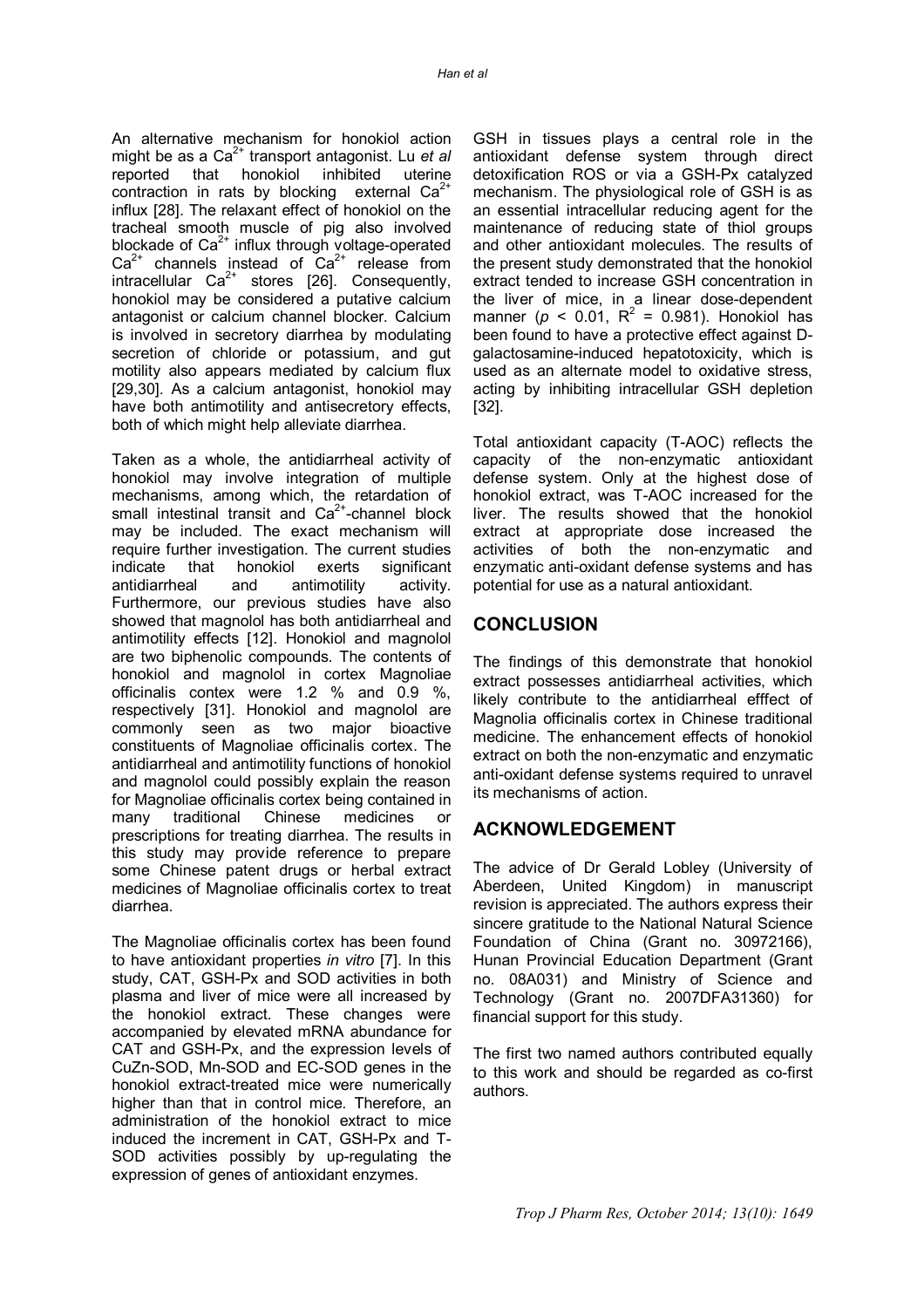An alternative mechanism for honokiol action might be as a $Ca^{2+}$ transport antagonist. Lu *et al* reported that honokiol inhibited uterine contraction in rats by blocking external $Ca^{2+}$ influx [28]. The relaxant effect of honokiol on the tracheal smooth muscle of pig also involved blockade of $Ca^{2+}$ influx through voltage-operated $Ca^{2+}$ channels instead of $Ca^{2+}$ release from intracellular $Ca^{2+}$ stores [26]. Consequently, honokiol may be considered a putative calcium antagonist or calcium channel blocker. Calcium is involved in secretory diarrhea by modulating secretion of chloride or potassium, and gut motility also appears mediated by calcium flux [29,30]. As a calcium antagonist, honokiol may have both antimotility and antisecretory effects, both of which might help alleviate diarrhea.

Taken as a whole, the antidiarrheal activity of honokiol may involve integration of multiple mechanisms, among which, the retardation of small intestinal transit and $Ca^{2+}$-channel block may be included. The exact mechanism will require further investigation. The current studies indicate that honokiol exerts significant antidiarrheal and antimotility activity. Furthermore, our previous studies have also showed that magnolol has both antidiarrheal and antimotility effects [12]. Honokiol and magnolol are two biphenolic compounds. The contents of honokiol and magnolol in cortex Magnoliae officinalis contex were 1.2 % and 0.9 %, respectively [31]. Honokiol and magnolol are commonly seen as two major bioactive constituents of Magnoliae officinalis cortex. The antidiarrheal and antimotility functions of honokiol and magnolol could possibly explain the reason for Magnoliae officinalis cortex being contained in many traditional Chinese medicines or prescriptions for treating diarrhea. The results in this study may provide reference to prepare some Chinese patent drugs or herbal extract medicines of Magnoliae officinalis cortex to treat diarrhea.

The Magnoliae officinalis cortex has been found to have antioxidant properties *in vitro* [7]. In this study, CAT, GSH-Px and SOD activities in both plasma and liver of mice were all increased by the honokiol extract. These changes were accompanied by elevated mRNA abundance for CAT and GSH-Px, and the expression levels of CuZn-SOD, Mn-SOD and EC-SOD genes in the honokiol extract-treated mice were numerically higher than that in control mice. Therefore, an administration of the honokiol extract to mice induced the increment in CAT, GSH-Px and T-SOD activities possibly by up-regulating the expression of genes of antioxidant enzymes.

GSH in tissues plays a central role in the antioxidant defense system through direct detoxification ROS or via a GSH-Px catalyzed mechanism. The physiological role of GSH is as an essential intracellular reducing agent for the maintenance of reducing state of thiol groups and other antioxidant molecules. The results of the present study demonstrated that the honokiol extract tended to increase GSH concentration in the liver of mice, in a linear dose-dependent manner ($p < 0.01$, $R^2 = 0.981$). Honokiol has been found to have a protective effect against D-galactosamine-induced hepatotoxicity, which is used as an alternate model to oxidative stress, acting by inhibiting intracellular GSH depletion [32].

Total antioxidant capacity (T-AOC) reflects the capacity of the non-enzymatic antioxidant defense system. Only at the highest dose of honokiol extract, was T-AOC increased for the liver. The results showed that the honokiol extract at appropriate dose increased the activities of both the non-enzymatic and enzymatic anti-oxidant defense systems and has potential for use as a natural antioxidant.

## CONCLUSION

The findings of this demonstrate that honokiol extract possesses antidiarrheal activities, which likely contribute to the antidiarrheal efffect of Magnolia officinalis cortex in Chinese traditional medicine. The enhancement effects of honokiol extract on both the non-enzymatic and enzymatic anti-oxidant defense systems required to unravel its mechanisms of action.

## ACKNOWLEDGEMENT

The advice of Dr Gerald Lobley (University of Aberdeen, United Kingdom) in manuscript revision is appreciated. The authors express their sincere gratitude to the National Natural Science Foundation of China (Grant no. 30972166), Hunan Provincial Education Department (Grant no. 08A031) and Ministry of Science and Technology (Grant no. 2007DFA31360) for financial support for this study.

The first two named authors contributed equally to this work and should be regarded as co-first authors.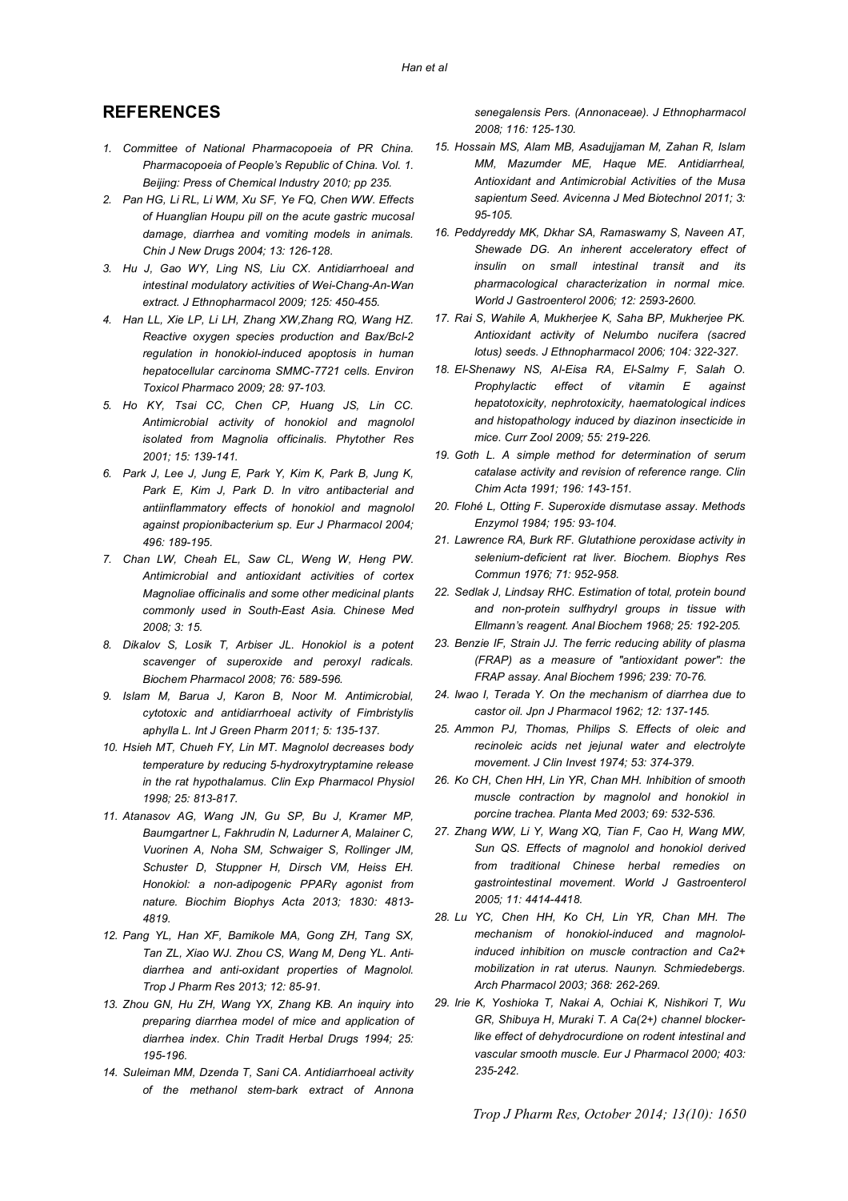## REFERENCES

1. *Committee of National Pharmacopoeia of PR China. Pharmacopoeia of People's Republic of China. Vol. 1. Beijing: Press of Chemical Industry 2010; pp 235.*
2. *Pan HG, Li RL, Li WM, Xu SF, Ye FQ, Chen WW. Effects of Huanglian Houpu pill on the acute gastric mucosal damage, diarrhea and vomiting models in animals. Chin J New Drugs 2004; 13: 126-128.*
3. *Hu J, Gao WY, Ling NS, Liu CX. Antidiarrhoeal and intestinal modulatory activities of Wei-Chang-An-Wan extract. J Ethnopharmacol 2009; 125: 450-455.*
4. *Han LL, Xie LP, Li LH, Zhang XW,Zhang RQ, Wang HZ. Reactive oxygen species production and Bax/Bcl-2 regulation in honokiol-induced apoptosis in human hepatocellular carcinoma SMMC-7721 cells. Environ Toxicol Pharmaco 2009; 28: 97-103.*
5. *Ho KY, Tsai CC, Chen CP, Huang JS, Lin CC. Antimicrobial activity of honokiol and magnolol isolated from Magnolia officinalis. Phytother Res 2001; 15: 139-141.*
6. *Park J, Lee J, Jung E, Park Y, Kim K, Park B, Jung K, Park E, Kim J, Park D. In vitro antibacterial and antiinflammatory effects of honokiol and magnolol against propionibacterium sp. Eur J Pharmacol 2004; 496: 189-195.*
7. *Chan LW, Cheah EL, Saw CL, Weng W, Heng PW. Antimicrobial and antioxidant activities of cortex Magnoliae officinalis and some other medicinal plants commonly used in South-East Asia. Chinese Med 2008; 3: 15.*
8. *Dikalov S, Losik T, Arbiser JL. Honokiol is a potent scavenger of superoxide and peroxyl radicals. Biochem Pharmacol 2008; 76: 589-596.*
9. *Islam M, Barua J, Karon B, Noor M. Antimicrobial, cytotoxic and antidiarrhoeal activity of Fimbristylis aphylla L. Int J Green Pharm 2011; 5: 135-137.*
10. *Hsieh MT, Chueh FY, Lin MT. Magnolol decreases body temperature by reducing 5-hydroxytryptamine release in the rat hypothalamus. Clin Exp Pharmacol Physiol 1998; 25: 813-817.*
11. *Atanasov AG, Wang JN, Gu SP, Bu J, Kramer MP, Baumgartner L, Fakhrudin N, Ladurner A, Malainer C, Vuorinen A, Noha SM, Schwaiger S, Rollinger JM, Schuster D, Stuppner H, Dirsch VM, Heiss EH. Honokiol: a non-adipogenic PPARγ agonist from nature. Biochim Biophys Acta 2013; 1830: 4813-4819.*
12. *Pang YL, Han XF, Bamikole MA, Gong ZH, Tang SX, Tan ZL, Xiao WJ. Zhou CS, Wang M, Deng YL. Anti-diarrhea and anti-oxidant properties of Magnolol. Trop J Pharm Res 2013; 12: 85-91.*
13. *Zhou GN, Hu ZH, Wang YX, Zhang KB. An inquiry into preparing diarrhea model of mice and application of diarrhea index. Chin Tradit Herbal Drugs 1994; 25: 195-196.*
14. *Suleiman MM, Dzenda T, Sani CA. Antidiarrhoeal activity of the methanol stem-bark extract of Annona senegalensis Pers. (Annonaceae). J Ethnopharmacol 2008; 116: 125-130.*
15. *Hossain MS, Alam MB, Asadujjaman M, Zahan R, Islam MM, Mazumder ME, Haque ME. Antidiarrheal, Antioxidant and Antimicrobial Activities of the Musa sapientum Seed. Avicenna J Med Biotechnol 2011; 3: 95-105.*
16. *Peddyreddy MK, Dkhar SA, Ramaswamy S, Naveen AT, Shewade DG. An inherent acceleratory effect of insulin on small intestinal transit and its pharmacological characterization in normal mice. World J Gastroenterol 2006; 12: 2593-2600.*
17. *Rai S, Wahile A, Mukherjee K, Saha BP, Mukherjee PK. Antioxidant activity of Nelumbo nucifera (sacred lotus) seeds. J Ethnopharmacol 2006; 104: 322-327.*
18. *El-Shenawy NS, Al-Eisa RA, El-Salmy F, Salah O. Prophylactic effect of vitamin E against hepatotoxicity, nephrotoxicity, haematological indices and histopathology induced by diazinon insecticide in mice. Curr Zool 2009; 55: 219-226.*
19. *Goth L. A simple method for determination of serum catalase activity and revision of reference range. Clin Chim Acta 1991; 196: 143-151.*
20. *Flohé L, Otting F. Superoxide dismutase assay. Methods Enzymol 1984; 195: 93-104.*
21. *Lawrence RA, Burk RF. Glutathione peroxidase activity in selenium-deficient rat liver. Biochem. Biophys Res Commun 1976; 71: 952-958.*
22. *Sedlak J, Lindsay RHC. Estimation of total, protein bound and non-protein sulfhydryl groups in tissue with Ellmann's reagent. Anal Biochem 1968; 25: 192-205.*
23. *Benzie IF, Strain JJ. The ferric reducing ability of plasma (FRAP) as a measure of "antioxidant power": the FRAP assay. Anal Biochem 1996; 239: 70-76.*
24. *Iwao I, Terada Y. On the mechanism of diarrhea due to castor oil. Jpn J Pharmacol 1962; 12: 137-145.*
25. *Ammon PJ, Thomas, Philips S. Effects of oleic and recinoleic acids net jejunal water and electrolyte movement. J Clin Invest 1974; 53: 374-379.*
26. *Ko CH, Chen HH, Lin YR, Chan MH. Inhibition of smooth muscle contraction by magnolol and honokiol in porcine trachea. Planta Med 2003; 69: 532-536.*
27. *Zhang WW, Li Y, Wang XQ, Tian F, Cao H, Wang MW, Sun QS. Effects of magnolol and honokiol derived from traditional Chinese herbal remedies on gastrointestinal movement. World J Gastroenterol 2005; 11: 4414-4418.*
28. *Lu YC, Chen HH, Ko CH, Lin YR, Chan MH. The mechanism of honokiol-induced and magnolol-induced inhibition on muscle contraction and Ca2+ mobilization in rat uterus. Naunyn. Schmiedebergs. Arch Pharmacol 2003; 368: 262-269.*
29. *Irie K, Yoshioka T, Nakai A, Ochiai K, Nishikori T, Wu GR, Shibuya H, Muraki T. A Ca(2+) channel blocker-like effect of dehydrocurdione on rodent intestinal and vascular smooth muscle. Eur J Pharmacol 2000; 403: 235-242.*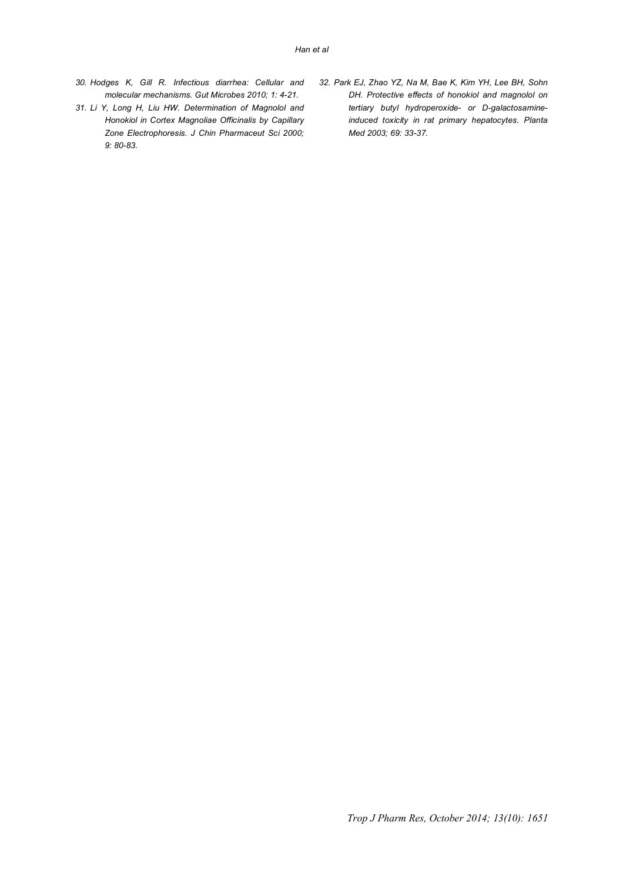30. *Hodges K, Gill R. Infectious diarrhea: Cellular and molecular mechanisms. Gut Microbes 2010; 1: 4-21.*
31. *Li Y, Long H, Liu HW. Determination of Magnolol and Honokiol in Cortex Magnoliae Officinalis by Capillary Zone Electrophoresis. J Chin Pharmaceut Sci 2000; 9: 80-83.*
32. *Park EJ, Zhao YZ, Na M, Bae K, Kim YH, Lee BH, Sohn DH. Protective effects of honokiol and magnolol on tertiary butyl hydroperoxide- or D-galactosamine-induced toxicity in rat primary hepatocytes. Planta Med 2003; 69: 33-37.*